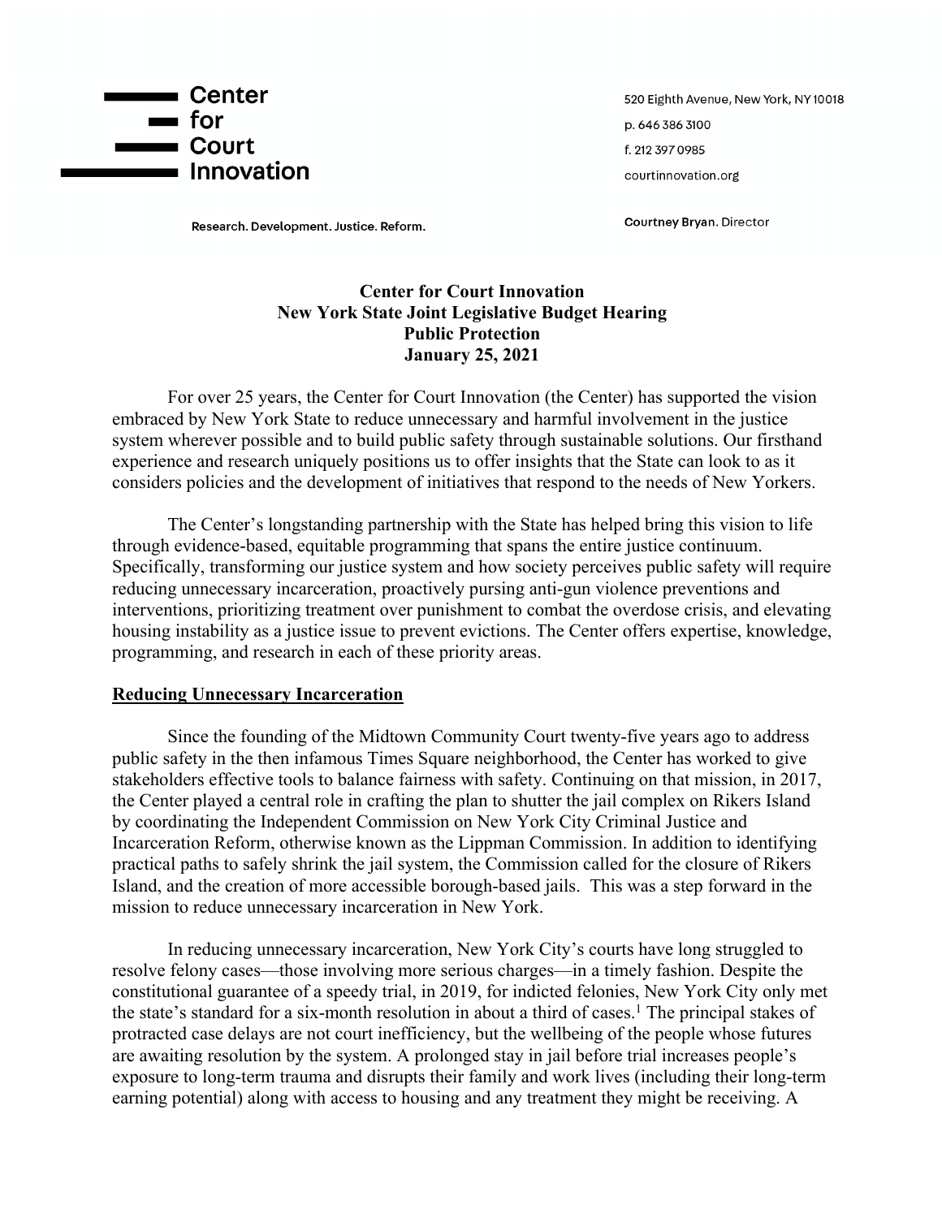**Center for Court Innovation**

520 Eighth Avenue, New York, NY 10018
p. 646 386 3100
f. 212 397 0985
courtinnovation.org

Research. Development. Justice. Reform.

Courtney Bryan. Director

# Center for Court Innovation
# New York State Joint Legislative Budget Hearing
# Public Protection
# January 25, 2021

For over 25 years, the Center for Court Innovation (the Center) has supported the vision embraced by New York State to reduce unnecessary and harmful involvement in the justice system wherever possible and to build public safety through sustainable solutions. Our firsthand experience and research uniquely positions us to offer insights that the State can look to as it considers policies and the development of initiatives that respond to the needs of New Yorkers.

The Center's longstanding partnership with the State has helped bring this vision to life through evidence-based, equitable programming that spans the entire justice continuum. Specifically, transforming our justice system and how society perceives public safety will require reducing unnecessary incarceration, proactively pursuing anti-gun violence preventions and interventions, prioritizing treatment over punishment to combat the overdose crisis, and elevating housing instability as a justice issue to prevent evictions. The Center offers expertise, knowledge, programming, and research in each of these priority areas.

## Reducing Unnecessary Incarceration

Since the founding of the Midtown Community Court twenty-five years ago to address public safety in the then infamous Times Square neighborhood, the Center has worked to give stakeholders effective tools to balance fairness with safety. Continuing on that mission, in 2017, the Center played a central role in crafting the plan to shutter the jail complex on Rikers Island by coordinating the Independent Commission on New York City Criminal Justice and Incarceration Reform, otherwise known as the Lippman Commission. In addition to identifying practical paths to safely shrink the jail system, the Commission called for the closure of Rikers Island, and the creation of more accessible borough-based jails. This was a step forward in the mission to reduce unnecessary incarceration in New York.

In reducing unnecessary incarceration, New York City's courts have long struggled to resolve felony cases—those involving more serious charges—in a timely fashion. Despite the constitutional guarantee of a speedy trial, in 2019, for indicted felonies, New York City only met the state's standard for a six-month resolution in about a third of cases.[1] The principal stakes of protracted case delays are not court inefficiency, but the wellbeing of the people whose futures are awaiting resolution by the system. A prolonged stay in jail before trial increases people's exposure to long-term trauma and disrupts their family and work lives (including their long-term earning potential) along with access to housing and any treatment they might be receiving. A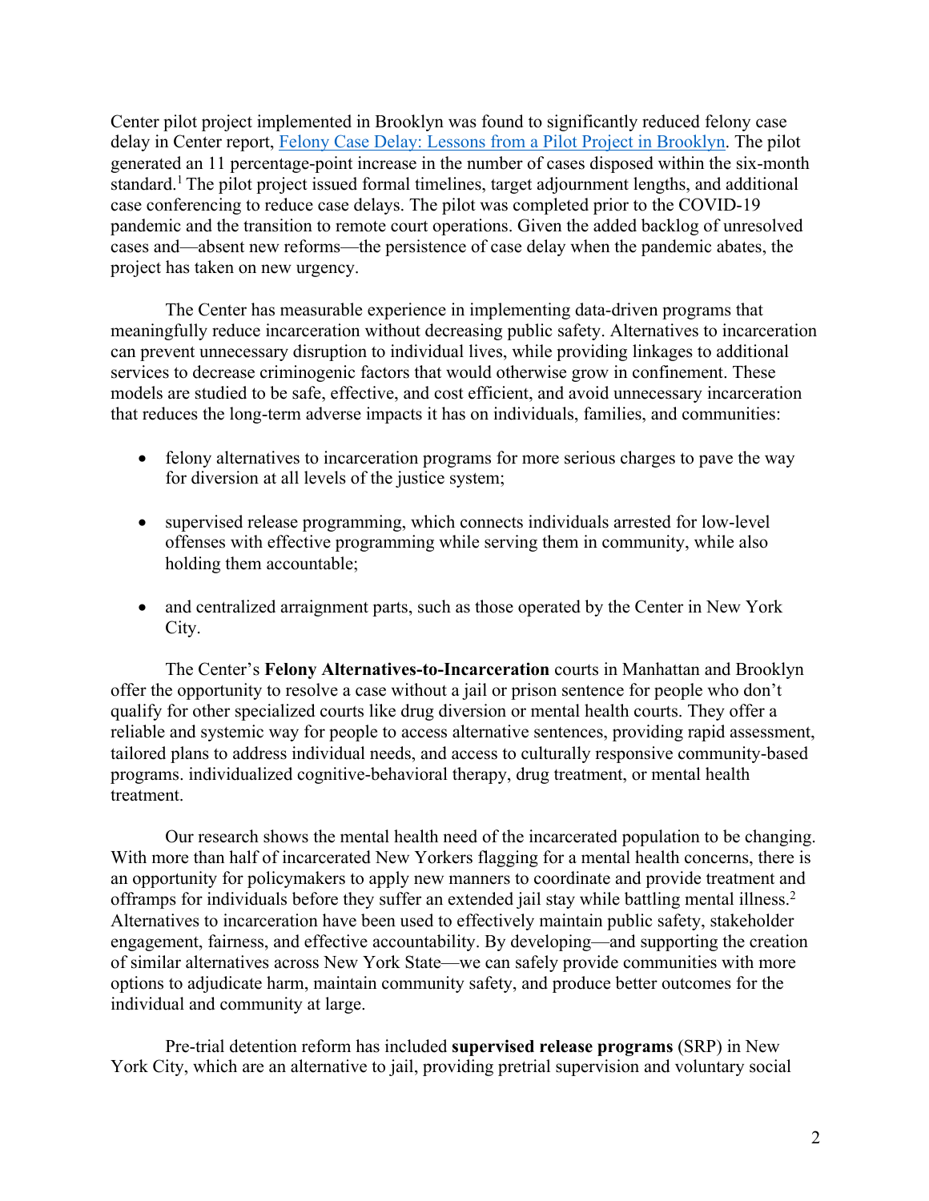Center pilot project implemented in Brooklyn was found to significantly reduced felony case delay in Center report, [Felony Case Delay: Lessons from a Pilot Project in Brooklyn](). The pilot generated an 11 percentage-point increase in the number of cases disposed within the six-month standard.[1] The pilot project issued formal timelines, target adjournment lengths, and additional case conferencing to reduce case delays. The pilot was completed prior to the COVID-19 pandemic and the transition to remote court operations. Given the added backlog of unresolved cases and—absent new reforms—the persistence of case delay when the pandemic abates, the project has taken on new urgency.

The Center has measurable experience in implementing data-driven programs that meaningfully reduce incarceration without decreasing public safety. Alternatives to incarceration can prevent unnecessary disruption to individual lives, while providing linkages to additional services to decrease criminogenic factors that would otherwise grow in confinement. These models are studied to be safe, effective, and cost efficient, and avoid unnecessary incarceration that reduces the long-term adverse impacts it has on individuals, families, and communities:

- felony alternatives to incarceration programs for more serious charges to pave the way for diversion at all levels of the justice system;
- supervised release programming, which connects individuals arrested for low-level offenses with effective programming while serving them in community, while also holding them accountable;
- and centralized arraignment parts, such as those operated by the Center in New York City.

The Center's **Felony Alternatives-to-Incarceration** courts in Manhattan and Brooklyn offer the opportunity to resolve a case without a jail or prison sentence for people who don't qualify for other specialized courts like drug diversion or mental health courts. They offer a reliable and systemic way for people to access alternative sentences, providing rapid assessment, tailored plans to address individual needs, and access to culturally responsive community-based programs. individualized cognitive-behavioral therapy, drug treatment, or mental health treatment.

Our research shows the mental health need of the incarcerated population to be changing. With more than half of incarcerated New Yorkers flagging for a mental health concerns, there is an opportunity for policymakers to apply new manners to coordinate and provide treatment and offramps for individuals before they suffer an extended jail stay while battling mental illness.[2] Alternatives to incarceration have been used to effectively maintain public safety, stakeholder engagement, fairness, and effective accountability. By developing—and supporting the creation of similar alternatives across New York State—we can safely provide communities with more options to adjudicate harm, maintain community safety, and produce better outcomes for the individual and community at large.

Pre-trial detention reform has included **supervised release programs** (SRP) in New York City, which are an alternative to jail, providing pretrial supervision and voluntary social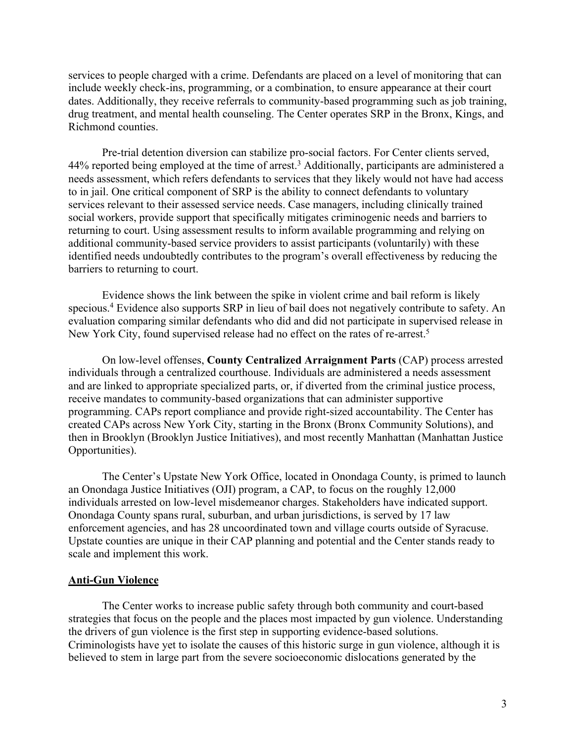services to people charged with a crime. Defendants are placed on a level of monitoring that can include weekly check-ins, programming, or a combination, to ensure appearance at their court dates. Additionally, they receive referrals to community-based programming such as job training, drug treatment, and mental health counseling. The Center operates SRP in the Bronx, Kings, and Richmond counties.

Pre-trial detention diversion can stabilize pro-social factors. For Center clients served, 44% reported being employed at the time of arrest.[3] Additionally, participants are administered a needs assessment, which refers defendants to services that they likely would not have had access to in jail. One critical component of SRP is the ability to connect defendants to voluntary services relevant to their assessed service needs. Case managers, including clinically trained social workers, provide support that specifically mitigates criminogenic needs and barriers to returning to court. Using assessment results to inform available programming and relying on additional community-based service providers to assist participants (voluntarily) with these identified needs undoubtedly contributes to the program's overall effectiveness by reducing the barriers to returning to court.

Evidence shows the link between the spike in violent crime and bail reform is likely specious.[4] Evidence also supports SRP in lieu of bail does not negatively contribute to safety. An evaluation comparing similar defendants who did and did not participate in supervised release in New York City, found supervised release had no effect on the rates of re-arrest.[5]

On low-level offenses, **County Centralized Arraignment Parts** (CAP) process arrested individuals through a centralized courthouse. Individuals are administered a needs assessment and are linked to appropriate specialized parts, or, if diverted from the criminal justice process, receive mandates to community-based organizations that can administer supportive programming. CAPs report compliance and provide right-sized accountability. The Center has created CAPs across New York City, starting in the Bronx (Bronx Community Solutions), and then in Brooklyn (Brooklyn Justice Initiatives), and most recently Manhattan (Manhattan Justice Opportunities).

The Center's Upstate New York Office, located in Onondaga County, is primed to launch an Onondaga Justice Initiatives (OJI) program, a CAP, to focus on the roughly 12,000 individuals arrested on low-level misdemeanor charges. Stakeholders have indicated support. Onondaga County spans rural, suburban, and urban jurisdictions, is served by 17 law enforcement agencies, and has 28 uncoordinated town and village courts outside of Syracuse. Upstate counties are unique in their CAP planning and potential and the Center stands ready to scale and implement this work.

## Anti-Gun Violence

The Center works to increase public safety through both community and court-based strategies that focus on the people and the places most impacted by gun violence. Understanding the drivers of gun violence is the first step in supporting evidence-based solutions. Criminologists have yet to isolate the causes of this historic surge in gun violence, although it is believed to stem in large part from the severe socioeconomic dislocations generated by the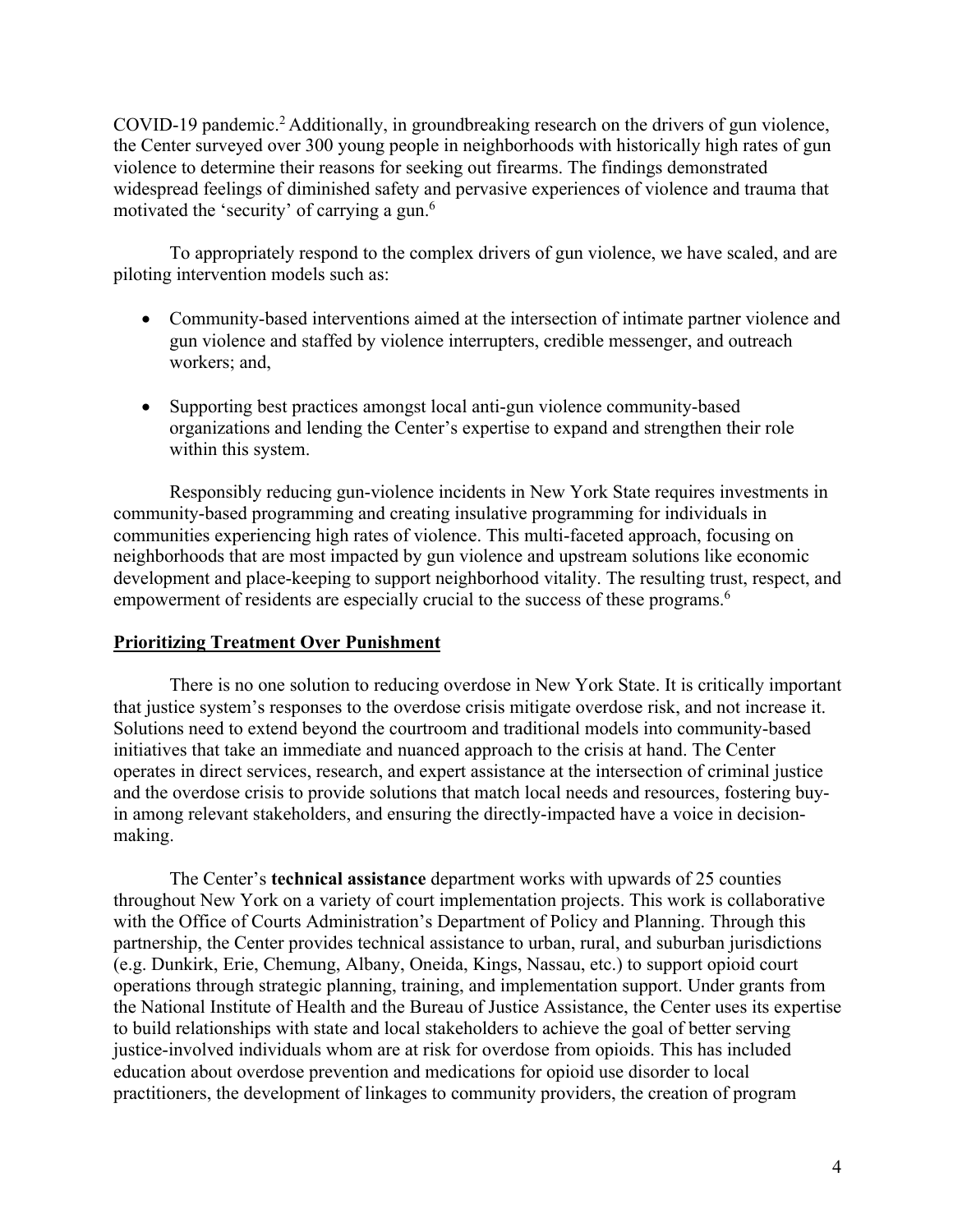COVID-19 pandemic.[2] Additionally, in groundbreaking research on the drivers of gun violence, the Center surveyed over 300 young people in neighborhoods with historically high rates of gun violence to determine their reasons for seeking out firearms. The findings demonstrated widespread feelings of diminished safety and pervasive experiences of violence and trauma that motivated the 'security' of carrying a gun.[6]

To appropriately respond to the complex drivers of gun violence, we have scaled, and are piloting intervention models such as:

- Community-based interventions aimed at the intersection of intimate partner violence and gun violence and staffed by violence interrupters, credible messenger, and outreach workers; and,
- Supporting best practices amongst local anti-gun violence community-based organizations and lending the Center's expertise to expand and strengthen their role within this system.

Responsibly reducing gun-violence incidents in New York State requires investments in community-based programming and creating insulative programming for individuals in communities experiencing high rates of violence. This multi-faceted approach, focusing on neighborhoods that are most impacted by gun violence and upstream solutions like economic development and place-keeping to support neighborhood vitality. The resulting trust, respect, and empowerment of residents are especially crucial to the success of these programs.[6]

## Prioritizing Treatment Over Punishment

There is no one solution to reducing overdose in New York State. It is critically important that justice system's responses to the overdose crisis mitigate overdose risk, and not increase it. Solutions need to extend beyond the courtroom and traditional models into community-based initiatives that take an immediate and nuanced approach to the crisis at hand. The Center operates in direct services, research, and expert assistance at the intersection of criminal justice and the overdose crisis to provide solutions that match local needs and resources, fostering buy-in among relevant stakeholders, and ensuring the directly-impacted have a voice in decision-making.

The Center's **technical assistance** department works with upwards of 25 counties throughout New York on a variety of court implementation projects. This work is collaborative with the Office of Courts Administration's Department of Policy and Planning. Through this partnership, the Center provides technical assistance to urban, rural, and suburban jurisdictions (e.g. Dunkirk, Erie, Chemung, Albany, Oneida, Kings, Nassau, etc.) to support opioid court operations through strategic planning, training, and implementation support. Under grants from the National Institute of Health and the Bureau of Justice Assistance, the Center uses its expertise to build relationships with state and local stakeholders to achieve the goal of better serving justice-involved individuals whom are at risk for overdose from opioids. This has included education about overdose prevention and medications for opioid use disorder to local practitioners, the development of linkages to community providers, the creation of program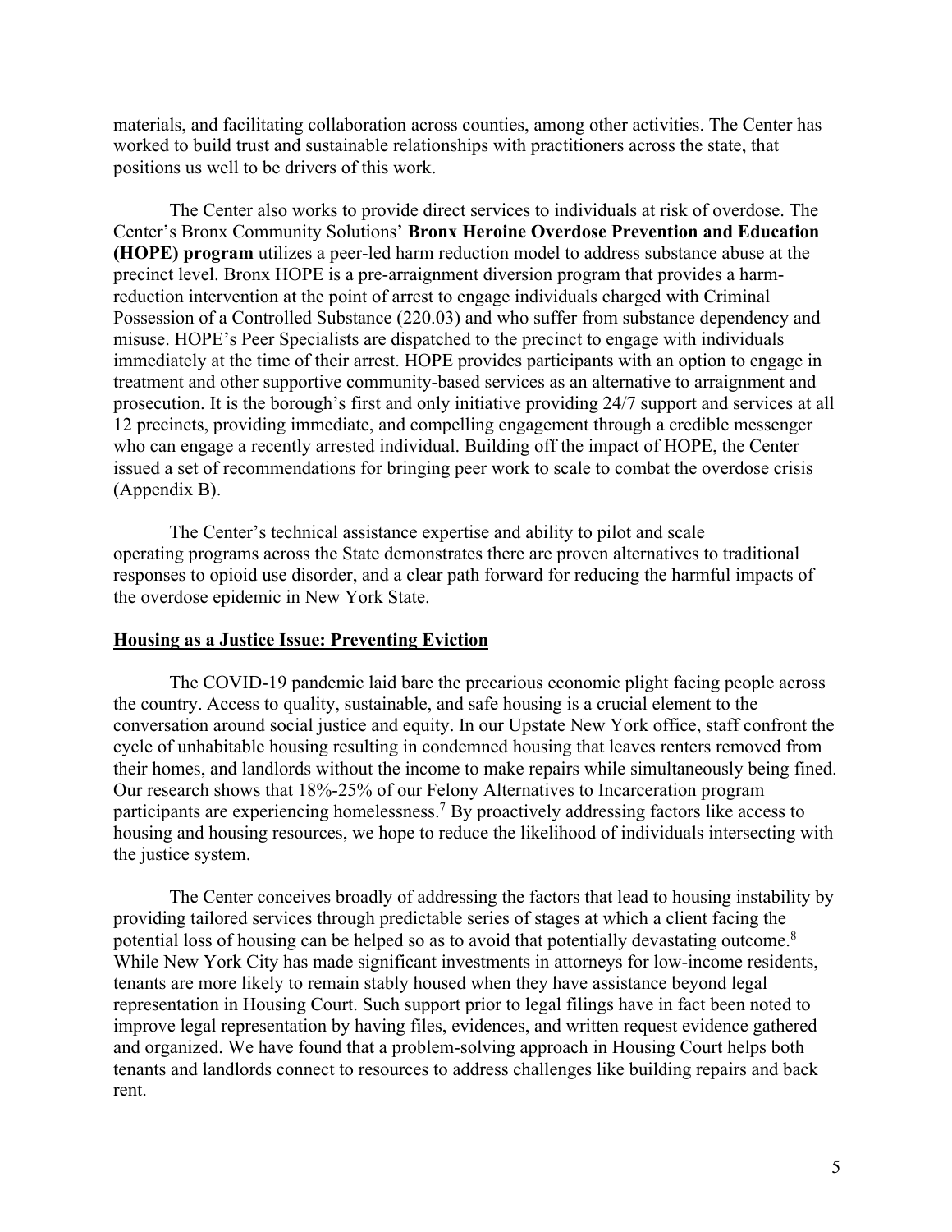materials, and facilitating collaboration across counties, among other activities. The Center has worked to build trust and sustainable relationships with practitioners across the state, that positions us well to be drivers of this work.

The Center also works to provide direct services to individuals at risk of overdose. The Center's Bronx Community Solutions' **Bronx Heroine Overdose Prevention and Education (HOPE) program** utilizes a peer-led harm reduction model to address substance abuse at the precinct level. Bronx HOPE is a pre-arraignment diversion program that provides a harm-reduction intervention at the point of arrest to engage individuals charged with Criminal Possession of a Controlled Substance (220.03) and who suffer from substance dependency and misuse. HOPE's Peer Specialists are dispatched to the precinct to engage with individuals immediately at the time of their arrest. HOPE provides participants with an option to engage in treatment and other supportive community-based services as an alternative to arraignment and prosecution. It is the borough's first and only initiative providing 24/7 support and services at all 12 precincts, providing immediate, and compelling engagement through a credible messenger who can engage a recently arrested individual. Building off the impact of HOPE, the Center issued a set of recommendations for bringing peer work to scale to combat the overdose crisis (Appendix B).

The Center's technical assistance expertise and ability to pilot and scale operating programs across the State demonstrates there are proven alternatives to traditional responses to opioid use disorder, and a clear path forward for reducing the harmful impacts of the overdose epidemic in New York State.

## Housing as a Justice Issue: Preventing Eviction

The COVID-19 pandemic laid bare the precarious economic plight facing people across the country. Access to quality, sustainable, and safe housing is a crucial element to the conversation around social justice and equity. In our Upstate New York office, staff confront the cycle of unhabitable housing resulting in condemned housing that leaves renters removed from their homes, and landlords without the income to make repairs while simultaneously being fined. Our research shows that 18%-25% of our Felony Alternatives to Incarceration program participants are experiencing homelessness.[7] By proactively addressing factors like access to housing and housing resources, we hope to reduce the likelihood of individuals intersecting with the justice system.

The Center conceives broadly of addressing the factors that lead to housing instability by providing tailored services through predictable series of stages at which a client facing the potential loss of housing can be helped so as to avoid that potentially devastating outcome.[8] While New York City has made significant investments in attorneys for low-income residents, tenants are more likely to remain stably housed when they have assistance beyond legal representation in Housing Court. Such support prior to legal filings have in fact been noted to improve legal representation by having files, evidences, and written request evidence gathered and organized. We have found that a problem-solving approach in Housing Court helps both tenants and landlords connect to resources to address challenges like building repairs and back rent.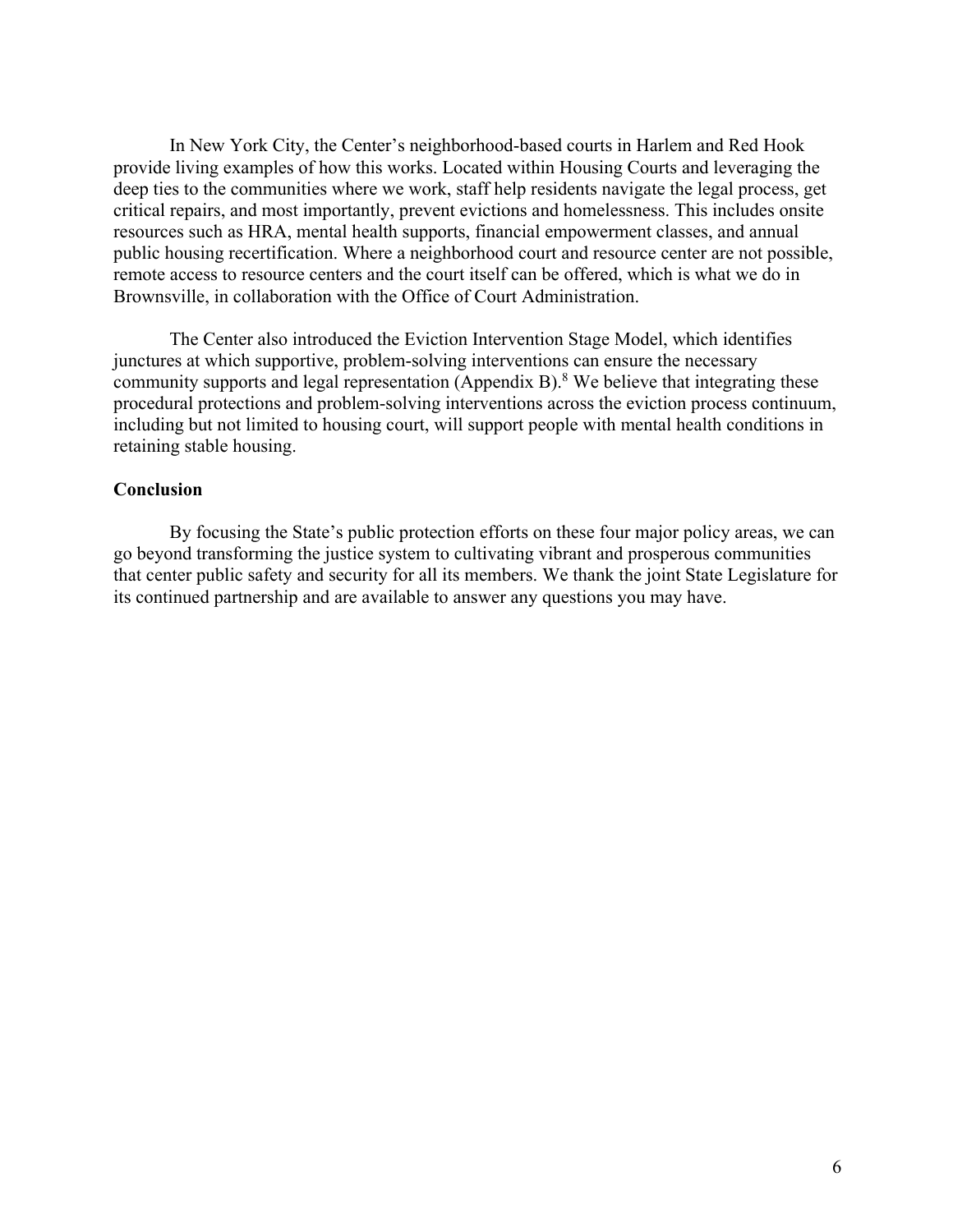In New York City, the Center's neighborhood-based courts in Harlem and Red Hook provide living examples of how this works. Located within Housing Courts and leveraging the deep ties to the communities where we work, staff help residents navigate the legal process, get critical repairs, and most importantly, prevent evictions and homelessness. This includes onsite resources such as HRA, mental health supports, financial empowerment classes, and annual public housing recertification. Where a neighborhood court and resource center are not possible, remote access to resource centers and the court itself can be offered, which is what we do in Brownsville, in collaboration with the Office of Court Administration.

The Center also introduced the Eviction Intervention Stage Model, which identifies junctures at which supportive, problem-solving interventions can ensure the necessary community supports and legal representation (Appendix B).[8] We believe that integrating these procedural protections and problem-solving interventions across the eviction process continuum, including but not limited to housing court, will support people with mental health conditions in retaining stable housing.

**Conclusion**

By focusing the State's public protection efforts on these four major policy areas, we can go beyond transforming the justice system to cultivating vibrant and prosperous communities that center public safety and security for all its members. We thank the joint State Legislature for its continued partnership and are available to answer any questions you may have.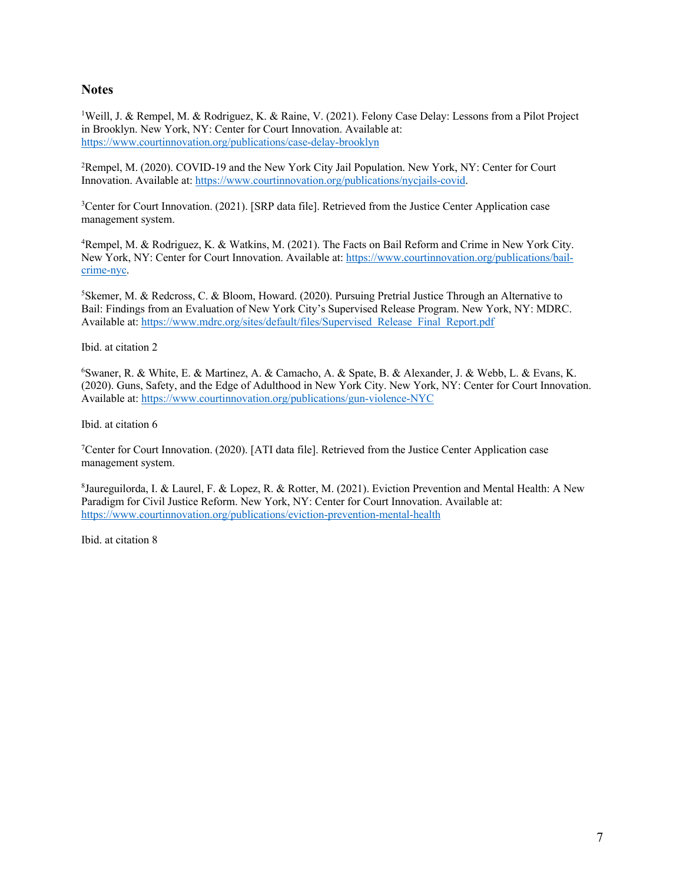## Notes

[1]Weill, J. & Rempel, M. & Rodriguez, K. & Raine, V. (2021). Felony Case Delay: Lessons from a Pilot Project in Brooklyn. New York, NY: Center for Court Innovation. Available at: https://www.courtinnovation.org/publications/case-delay-brooklyn

[2]Rempel, M. (2020). COVID-19 and the New York City Jail Population. New York, NY: Center for Court Innovation. Available at: https://www.courtinnovation.org/publications/nycjails-covid.

[3]Center for Court Innovation. (2021). [SRP data file]. Retrieved from the Justice Center Application case management system.

[4]Rempel, M. & Rodriguez, K. & Watkins, M. (2021). The Facts on Bail Reform and Crime in New York City. New York, NY: Center for Court Innovation. Available at: https://www.courtinnovation.org/publications/bail-crime-nyc.

[5]Skemer, M. & Redcross, C. & Bloom, Howard. (2020). Pursuing Pretrial Justice Through an Alternative to Bail: Findings from an Evaluation of New York City's Supervised Release Program. New York, NY: MDRC. Available at: https://www.mdrc.org/sites/default/files/Supervised_Release_Final_Report.pdf

Ibid. at citation 2

[6]Swaner, R. & White, E. & Martinez, A. & Camacho, A. & Spate, B. & Alexander, J. & Webb, L. & Evans, K. (2020). Guns, Safety, and the Edge of Adulthood in New York City. New York, NY: Center for Court Innovation. Available at: https://www.courtinnovation.org/publications/gun-violence-NYC

Ibid. at citation 6

[7]Center for Court Innovation. (2020). [ATI data file]. Retrieved from the Justice Center Application case management system.

[8]Jaureguilorda, I. & Laurel, F. & Lopez, R. & Rotter, M. (2021). Eviction Prevention and Mental Health: A New Paradigm for Civil Justice Reform. New York, NY: Center for Court Innovation. Available at: https://www.courtinnovation.org/publications/eviction-prevention-mental-health

Ibid. at citation 8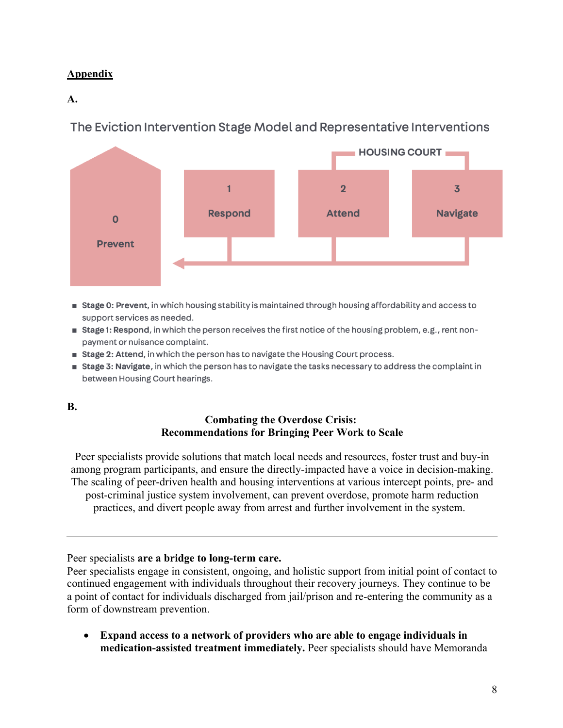**Appendix**

**A.**

The Eviction Intervention Stage Model and Representative Interventions

HOUSING COURT

0 Prevent

1 Respond

2 Attend

3 Navigate

- **Stage 0: Prevent,** in which housing stability is maintained through housing affordability and access to support services as needed.
- **Stage 1: Respond,** in which the person receives the first notice of the housing problem, e.g., rent non-payment or nuisance complaint.
- **Stage 2: Attend,** in which the person has to navigate the Housing Court process.
- **Stage 3: Navigate,** in which the person has to navigate the tasks necessary to address the complaint in between Housing Court hearings.

**B.**

**Combating the Overdose Crisis:**
**Recommendations for Bringing Peer Work to Scale**

Peer specialists provide solutions that match local needs and resources, foster trust and buy-in among program participants, and ensure the directly-impacted have a voice in decision-making. The scaling of peer-driven health and housing interventions at various intercept points, pre- and post-criminal justice system involvement, can prevent overdose, promote harm reduction practices, and divert people away from arrest and further involvement in the system.

---

Peer specialists **are a bridge to long-term care.**
Peer specialists engage in consistent, ongoing, and holistic support from initial point of contact to continued engagement with individuals throughout their recovery journeys. They continue to be a point of contact for individuals discharged from jail/prison and re-entering the community as a form of downstream prevention.

- **Expand access to a network of providers who are able to engage individuals in medication-assisted treatment immediately.** Peer specialists should have Memoranda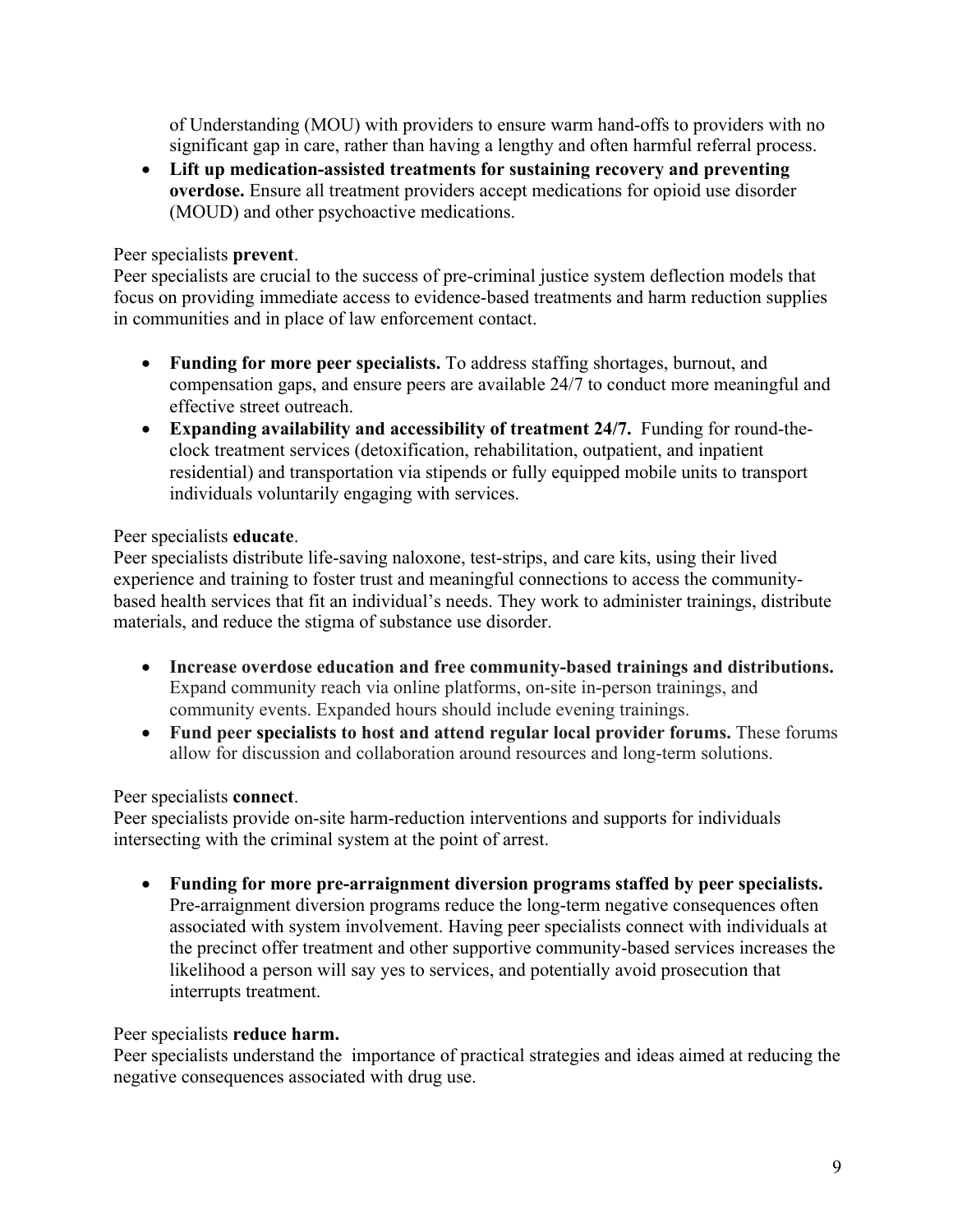of Understanding (MOU) with providers to ensure warm hand-offs to providers with no significant gap in care, rather than having a lengthy and often harmful referral process.

- **Lift up medication-assisted treatments for sustaining recovery and preventing overdose.** Ensure all treatment providers accept medications for opioid use disorder (MOUD) and other psychoactive medications.

Peer specialists **prevent**.

Peer specialists are crucial to the success of pre-criminal justice system deflection models that focus on providing immediate access to evidence-based treatments and harm reduction supplies in communities and in place of law enforcement contact.

- **Funding for more peer specialists.** To address staffing shortages, burnout, and compensation gaps, and ensure peers are available 24/7 to conduct more meaningful and effective street outreach.
- **Expanding availability and accessibility of treatment 24/7.** Funding for round-the-clock treatment services (detoxification, rehabilitation, outpatient, and inpatient residential) and transportation via stipends or fully equipped mobile units to transport individuals voluntarily engaging with services.

Peer specialists **educate**.

Peer specialists distribute life-saving naloxone, test-strips, and care kits, using their lived experience and training to foster trust and meaningful connections to access the community-based health services that fit an individual's needs. They work to administer trainings, distribute materials, and reduce the stigma of substance use disorder.

- **Increase overdose education and free community-based trainings and distributions.** Expand community reach via online platforms, on-site in-person trainings, and community events. Expanded hours should include evening trainings.
- **Fund peer specialists to host and attend regular local provider forums.** These forums allow for discussion and collaboration around resources and long-term solutions.

Peer specialists **connect**.

Peer specialists provide on-site harm-reduction interventions and supports for individuals intersecting with the criminal system at the point of arrest.

- **Funding for more pre-arraignment diversion programs staffed by peer specialists.** Pre-arraignment diversion programs reduce the long-term negative consequences often associated with system involvement. Having peer specialists connect with individuals at the precinct offer treatment and other supportive community-based services increases the likelihood a person will say yes to services, and potentially avoid prosecution that interrupts treatment.

Peer specialists **reduce harm.**

Peer specialists understand the importance of practical strategies and ideas aimed at reducing the negative consequences associated with drug use.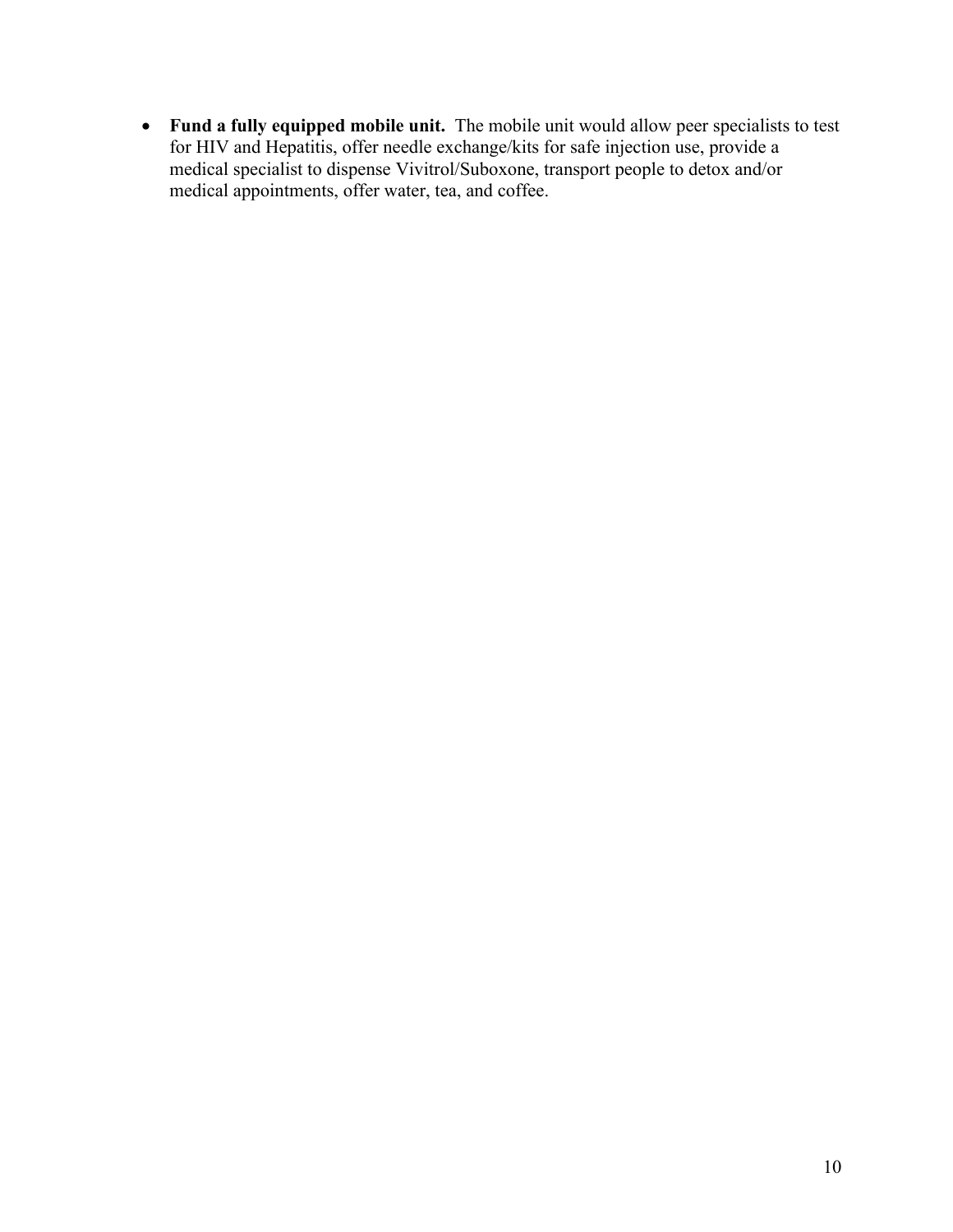- **Fund a fully equipped mobile unit.** The mobile unit would allow peer specialists to test for HIV and Hepatitis, offer needle exchange/kits for safe injection use, provide a medical specialist to dispense Vivitrol/Suboxone, transport people to detox and/or medical appointments, offer water, tea, and coffee.